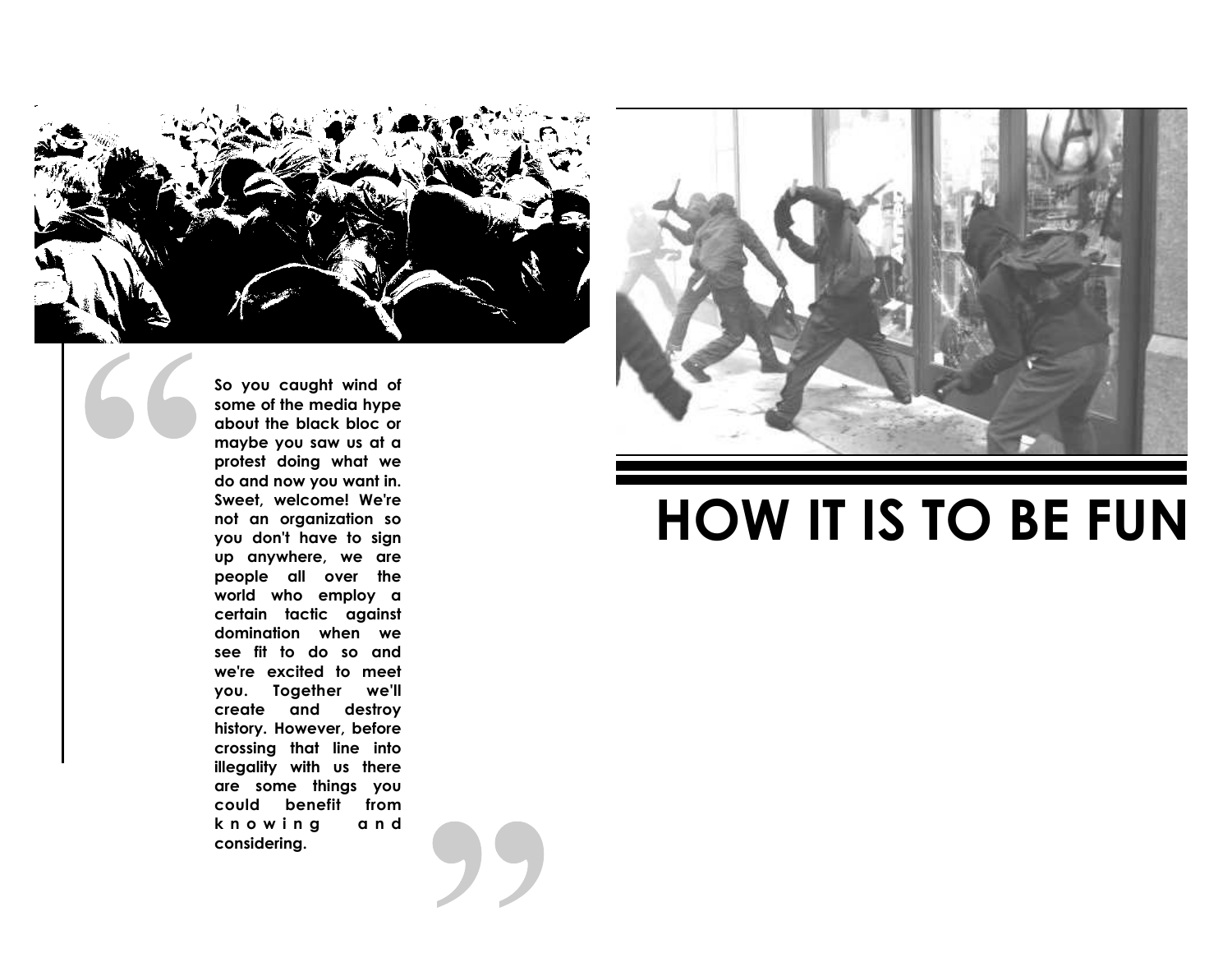# HOW IT IS TO BE FUN

> So you caught wind of some of the media hype about the black bloc or maybe you saw us at a protest doing what we do and now you want in. Sweet, welcome! We're not an organization so you don't have to sign up anywhere, we are people all over the world who employ a certain tactic against domination when we see fit to do so and we're excited to meet you. Together we'll create and destroy history. However, before crossing that line into illegality with us there are some things you could benefit from knowing and considering.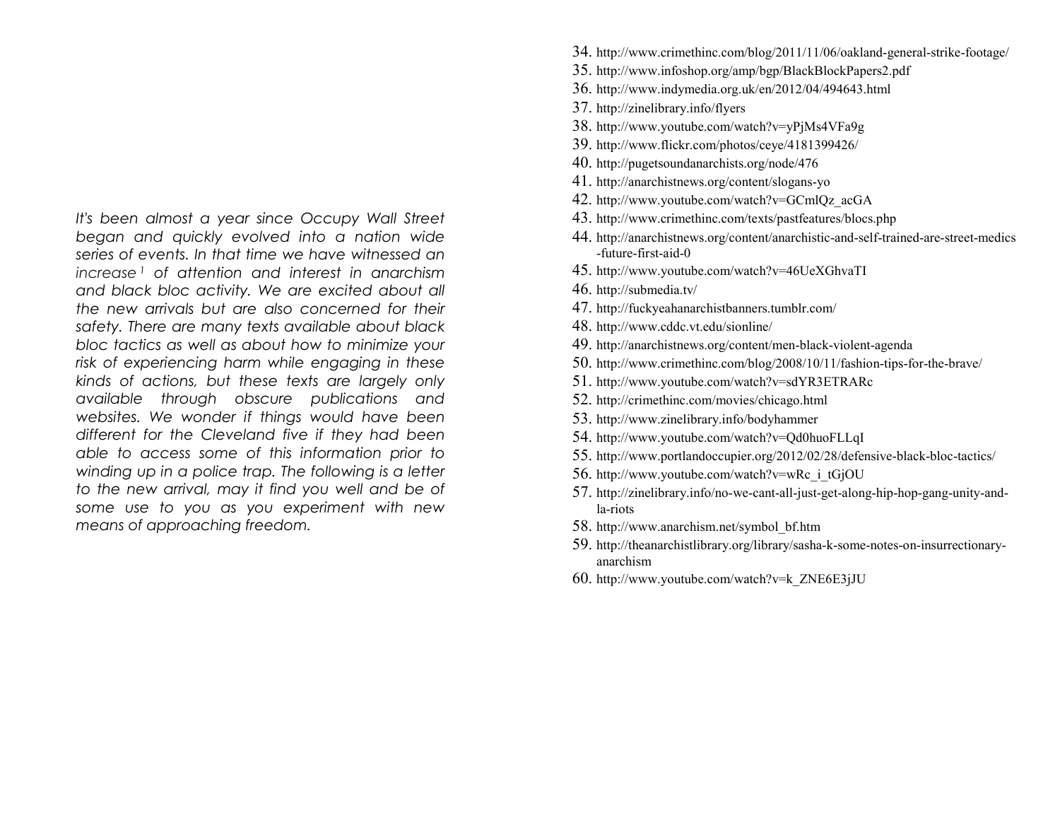*It's been almost a year since Occupy Wall Street began and quickly evolved into a nation wide series of events. In that time we have witnessed an increase [1] of attention and interest in anarchism and black bloc activity. We are excited about all the new arrivals but are also concerned for their safety. There are many texts available about black bloc tactics as well as about how to minimize your risk of experiencing harm while engaging in these kinds of actions, but these texts are largely only available through obscure publications and websites. We wonder if things would have been different for the Cleveland five if they had been able to access some of this information prior to winding up in a police trap. The following is a letter to the new arrival, may it find you well and be of some use to you as you experiment with new means of approaching freedom.*

34. http://www.crimethinc.com/blog/2011/11/06/oakland-general-strike-footage/
35. http://www.infoshop.org/amp/bgp/BlackBlockPapers2.pdf
36. http://www.indymedia.org.uk/en/2012/04/494643.html
37. http://zinelibrary.info/flyers
38. http://www.youtube.com/watch?v=yPjMs4VFa9g
39. http://www.flickr.com/photos/ceye/4181399426/
40. http://pugetsoundanarchists.org/node/476
41. http://anarchistnews.org/content/slogans-yo
42. http://www.youtube.com/watch?v=GCmlQz_acGA
43. http://www.crimethinc.com/texts/pastfeatures/blocs.php
44. http://anarchistnews.org/content/anarchistic-and-self-trained-are-street-medics-future-first-aid-0
45. http://www.youtube.com/watch?v=46UeXGhvaTI
46. http://submedia.tv/
47. http://fuckyeahanarchistbanners.tumblr.com/
48. http://www.cddc.vt.edu/sionline/
49. http://anarchistnews.org/content/men-black-violent-agenda
50. http://www.crimethinc.com/blog/2008/10/11/fashion-tips-for-the-brave/
51. http://www.youtube.com/watch?v=sdYR3ETRARc
52. http://crimethinc.com/movies/chicago.html
53. http://www.zinelibrary.info/bodyhammer
54. http://www.youtube.com/watch?v=Qd0huoFLLqI
55. http://www.portlandoccupier.org/2012/02/28/defensive-black-bloc-tactics/
56. http://www.youtube.com/watch?v=wRc_i_tGjOU
57. http://zinelibrary.info/no-we-cant-all-just-get-along-hip-hop-gang-unity-and-la-riots
58. http://www.anarchism.net/symbol_bf.htm
59. http://theanarchistlibrary.org/library/sasha-k-some-notes-on-insurrectionary-anarchism
60. http://www.youtube.com/watch?v=k_ZNE6E3jJU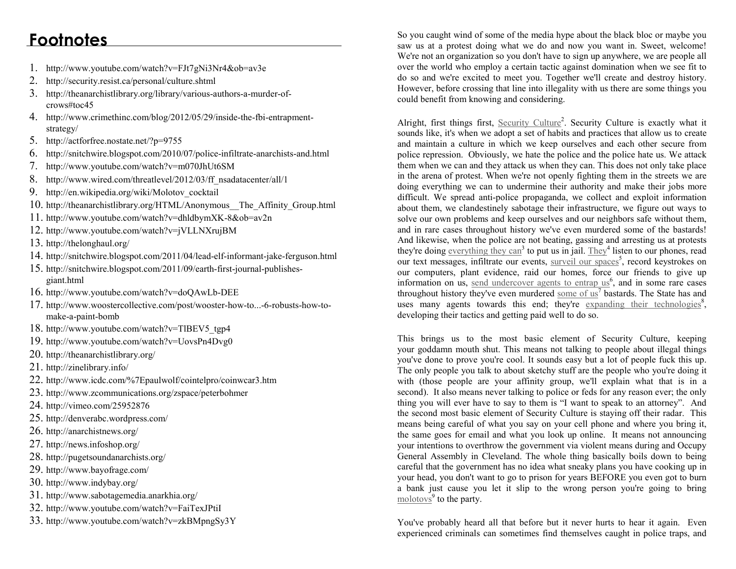# Footnotes

1. http://www.youtube.com/watch?v=FJt7gNi3Nr4&ob=av3e
2. http://security.resist.ca/personal/culture.shtml
3. http://theanarchistlibrary.org/library/various-authors-a-murder-of-crows#toc45
4. http://www.crimethinc.com/blog/2012/05/29/inside-the-fbi-entrapment-strategy/
5. http://actforfree.nostate.net/?p=9755
6. http://snitchwire.blogspot.com/2010/07/police-infiltrate-anarchists-and.html
7. http://www.youtube.com/watch?v=m070JhUt6SM
8. http://www.wired.com/threatlevel/2012/03/ff_nsadatacenter/all/1
9. http://en.wikipedia.org/wiki/Molotov_cocktail
10. http://theanarchistlibrary.org/HTML/Anonymous__The_Affinity_Group.html
11. http://www.youtube.com/watch?v=dhldbymXK-8&ob=av2n
12. http://www.youtube.com/watch?v=jVLLNXrujBM
13. http://thelonghaul.org/
14. http://snitchwire.blogspot.com/2011/04/lead-elf-informant-jake-ferguson.html
15. http://snitchwire.blogspot.com/2011/09/earth-first-journal-publishes-giant.html
16. http://www.youtube.com/watch?v=doQAwLb-DEE
17. http://www.woostercollective.com/post/wooster-how-to...-6-robusts-how-to-make-a-paint-bomb
18. http://www.youtube.com/watch?v=TlBEV5_tgp4
19. http://www.youtube.com/watch?v=UovsPn4Dvg0
20. http://theanarchistlibrary.org/
21. http://zinelibrary.info/
22. http://www.icdc.com/%7Epaulwolf/cointelpro/coinwcar3.htm
23. http://www.zcommunications.org/zspace/peterbohmer
24. http://vimeo.com/25952876
25. http://denverabc.wordpress.com/
26. http://anarchistnews.org/
27. http://news.infoshop.org/
28. http://pugetsoundanarchists.org/
29. http://www.bayofrage.com/
30. http://www.indybay.org/
31. http://www.sabotagemedia.anarkhia.org/
32. http://www.youtube.com/watch?v=FaiTexJPtiI
33. http://www.youtube.com/watch?v=zkBMpngSy3Y

So you caught wind of some of the media hype about the black bloc or maybe you saw us at a protest doing what we do and now you want in. Sweet, welcome! We're not an organization so you don't have to sign up anywhere, we are people all over the world who employ a certain tactic against domination when we see fit to do so and we're excited to meet you. Together we'll create and destroy history. However, before crossing that line into illegality with us there are some things you could benefit from knowing and considering.

Alright, first things first, Security Culture[2]. Security Culture is exactly what it sounds like, it's when we adopt a set of habits and practices that allow us to create and maintain a culture in which we keep ourselves and each other secure from police repression. Obviously, we hate the police and the police hate us. We attack them when we can and they attack us when they can. This does not only take place in the arena of protest. When we're not openly fighting them in the streets we are doing everything we can to undermine their authority and make their jobs more difficult. We spread anti-police propaganda, we collect and exploit information about them, we clandestinely sabotage their infrastructure, we figure out ways to solve our own problems and keep ourselves and our neighbors safe without them, and in rare cases throughout history we've even murdered some of the bastards! And likewise, when the police are not beating, gassing and arresting us at protests they're doing everything they can[3] to put us in jail. They[4] listen to our phones, read our text messages, infiltrate our events, surveil our spaces[5], record keystrokes on our computers, plant evidence, raid our homes, force our friends to give up information on us, send undercover agents to entrap us[6], and in some rare cases throughout history they've even murdered some of us[7] bastards. The State has and uses many agents towards this end; they're expanding their technologies[8], developing their tactics and getting paid well to do so.

This brings us to the most basic element of Security Culture, keeping your goddamn mouth shut. This means not talking to people about illegal things you've done to prove you're cool. It sounds easy but a lot of people fuck this up. The only people you talk to about sketchy stuff are the people who you're doing it with (those people are your affinity group, we'll explain what that is in a second). It also means never talking to police or feds for any reason ever; the only thing you will ever have to say to them is "I want to speak to an attorney". And the second most basic element of Security Culture is staying off their radar. This means being careful of what you say on your cell phone and where you bring it, the same goes for email and what you look up online. It means not announcing your intentions to overthrow the government via violent means during and Occupy General Assembly in Cleveland. The whole thing basically boils down to being careful that the government has no idea what sneaky plans you have cooking up in your head, you don't want to go to prison for years BEFORE you even got to burn a bank just cause you let it slip to the wrong person you're going to bring molotovs[9] to the party.

You've probably heard all that before but it never hurts to hear it again. Even experienced criminals can sometimes find themselves caught in police traps, and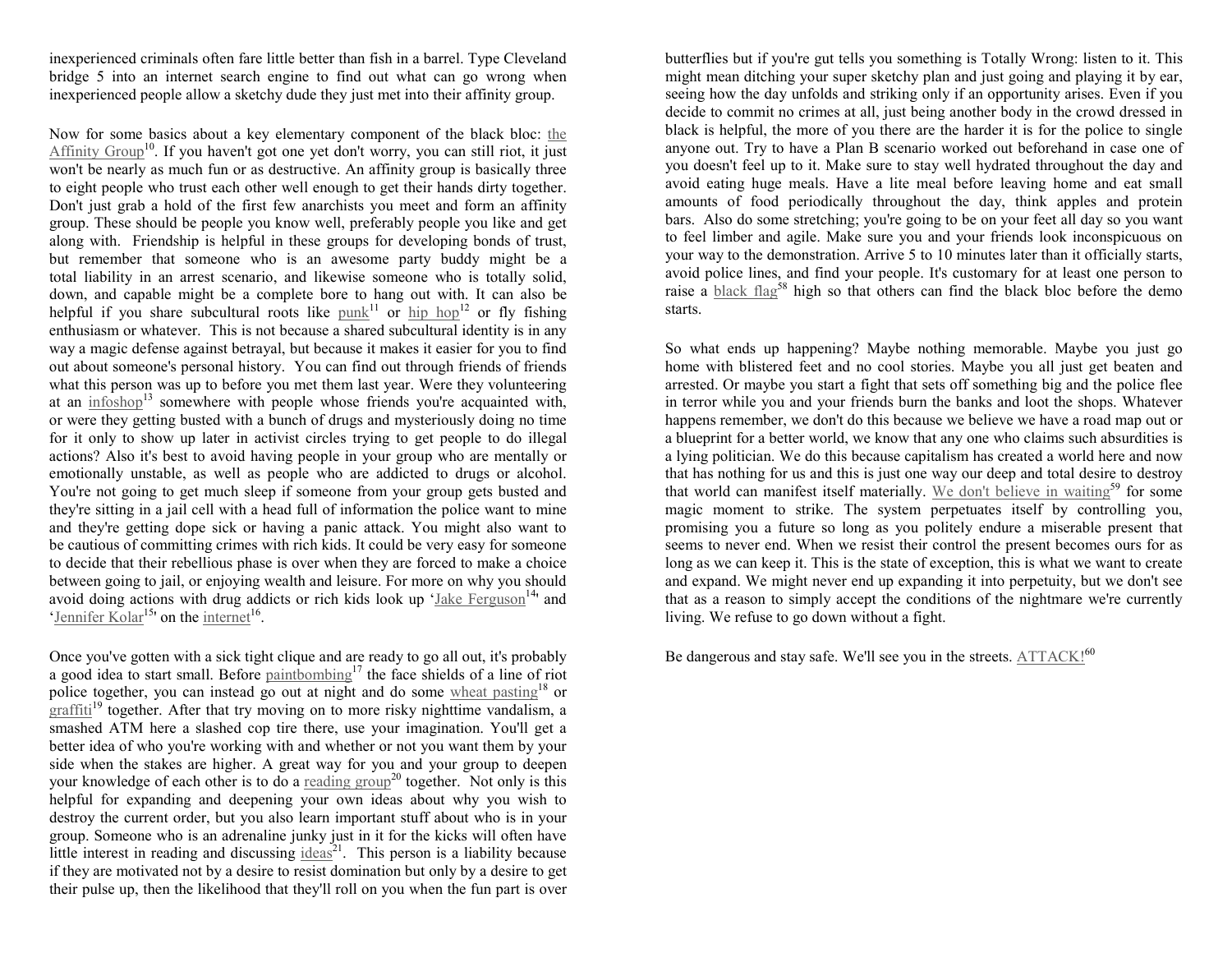inexperienced criminals often fare little better than fish in a barrel. Type Cleveland bridge 5 into an internet search engine to find out what can go wrong when inexperienced people allow a sketchy dude they just met into their affinity group.

Now for some basics about a key elementary component of the black bloc: the Affinity Group[10]. If you haven't got one yet don't worry, you can still riot, it just won't be nearly as much fun or as destructive. An affinity group is basically three to eight people who trust each other well enough to get their hands dirty together. Don't just grab a hold of the first few anarchists you meet and form an affinity group. These should be people you know well, preferably people you like and get along with. Friendship is helpful in these groups for developing bonds of trust, but remember that someone who is an awesome party buddy might be a total liability in an arrest scenario, and likewise someone who is totally solid, down, and capable might be a complete bore to hang out with. It can also be helpful if you share subcultural roots like punk[11] or hip hop[12] or fly fishing enthusiasm or whatever. This is not because a shared subcultural identity is in any way a magic defense against betrayal, but because it makes it easier for you to find out about someone's personal history. You can find out through friends of friends what this person was up to before you met them last year. Were they volunteering at an infoshop[13] somewhere with people whose friends you're acquainted with, or were they getting busted with a bunch of drugs and mysteriously doing no time for it only to show up later in activist circles trying to get people to do illegal actions? Also it's best to avoid having people in your group who are mentally or emotionally unstable, as well as people who are addicted to drugs or alcohol. You're not going to get much sleep if someone from your group gets busted and they're sitting in a jail cell with a head full of information the police want to mine and they're getting dope sick or having a panic attack. You might also want to be cautious of committing crimes with rich kids. It could be very easy for someone to decide that their rebellious phase is over when they are forced to make a choice between going to jail, or enjoying wealth and leisure. For more on why you should avoid doing actions with drug addicts or rich kids look up 'Jake Ferguson[14]' and 'Jennifer Kolar[15]' on the internet[16].

Once you've gotten with a sick tight clique and are ready to go all out, it's probably a good idea to start small. Before paintbombing[17] the face shields of a line of riot police together, you can instead go out at night and do some wheat pasting[18] or graffiti[19] together. After that try moving on to more risky nighttime vandalism, a smashed ATM here a slashed cop tire there, use your imagination. You'll get a better idea of who you're working with and whether or not you want them by your side when the stakes are higher. A great way for you and your group to deepen your knowledge of each other is to do a reading group[20] together. Not only is this helpful for expanding and deepening your own ideas about why you wish to destroy the current order, but you also learn important stuff about who is in your group. Someone who is an adrenaline junky just in it for the kicks will often have little interest in reading and discussing ideas[21]. This person is a liability because if they are motivated not by a desire to resist domination but only by a desire to get their pulse up, then the likelihood that they'll roll on you when the fun part is over

butterflies but if you're gut tells you something is Totally Wrong: listen to it. This might mean ditching your super sketchy plan and just going and playing it by ear, seeing how the day unfolds and striking only if an opportunity arises. Even if you decide to commit no crimes at all, just being another body in the crowd dressed in black is helpful, the more of you there are the harder it is for the police to single anyone out. Try to have a Plan B scenario worked out beforehand in case one of you doesn't feel up to it. Make sure to stay well hydrated throughout the day and avoid eating huge meals. Have a lite meal before leaving home and eat small amounts of food periodically throughout the day, think apples and protein bars. Also do some stretching; you're going to be on your feet all day so you want to feel limber and agile. Make sure you and your friends look inconspicuous on your way to the demonstration. Arrive 5 to 10 minutes later than it officially starts, avoid police lines, and find your people. It's customary for at least one person to raise a black flag[58] high so that others can find the black bloc before the demo starts.

So what ends up happening? Maybe nothing memorable. Maybe you just go home with blistered feet and no cool stories. Maybe you all just get beaten and arrested. Or maybe you start a fight that sets off something big and the police flee in terror while you and your friends burn the banks and loot the shops. Whatever happens remember, we don't do this because we believe we have a road map out or a blueprint for a better world, we know that any one who claims such absurdities is a lying politician. We do this because capitalism has created a world here and now that has nothing for us and this is just one way our deep and total desire to destroy that world can manifest itself materially. We don't believe in waiting[59] for some magic moment to strike. The system perpetuates itself by controlling you, promising you a future so long as you politely endure a miserable present that seems to never end. When we resist their control the present becomes ours for as long as we can keep it. This is the state of exception, this is what we want to create and expand. We might never end up expanding it into perpetuity, but we don't see that as a reason to simply accept the conditions of the nightmare we're currently living. We refuse to go down without a fight.

Be dangerous and stay safe. We'll see you in the streets. ATTACK![60]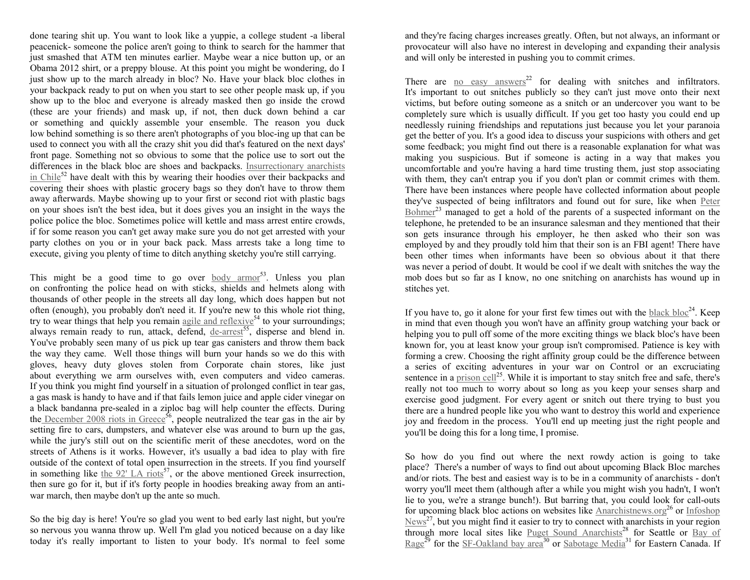done tearing shit up. You want to look like a yuppie, a college student -a liberal peacenick- someone the police aren't going to think to search for the hammer that just smashed that ATM ten minutes earlier. Maybe wear a nice button up, or an Obama 2012 shirt, or a preppy blouse. At this point you might be wondering, do I just show up to the march already in bloc? No. Have your black bloc clothes in your backpack ready to put on when you start to see other people mask up, if you show up to the bloc and everyone is already masked then go inside the crowd (these are your friends) and mask up, if not, then duck down behind a car or something and quickly assemble your ensemble. The reason you duck low behind something is so there aren't photographs of you bloc-ing up that can be used to connect you with all the crazy shit you did that's featured on the next days' front page. Something not so obvious to some that the police use to sort out the differences in the black bloc are shoes and backpacks. Insurrectionary anarchists in Chile[52] have dealt with this by wearing their hoodies over their backpacks and covering their shoes with plastic grocery bags so they don't have to throw them away afterwards. Maybe showing up to your first or second riot with plastic bags on your shoes isn't the best idea, but it does gives you an insight in the ways the police police the bloc. Sometimes police will kettle and mass arrest entire crowds, if for some reason you can't get away make sure you do not get arrested with your party clothes on you or in your back pack. Mass arrests take a long time to execute, giving you plenty of time to ditch anything sketchy you're still carrying.

This might be a good time to go over body armor[53]. Unless you plan on confronting the police head on with sticks, shields and helmets along with thousands of other people in the streets all day long, which does happen but not often (enough), you probably don't need it. If you're new to this whole riot thing, try to wear things that help you remain agile and reflexive[54] to your surroundings; always remain ready to run, attack, defend, de-arrest[55], disperse and blend in. You've probably seen many of us pick up tear gas canisters and throw them back the way they came. Well those things will burn your hands so we do this with gloves, heavy duty gloves stolen from Corporate chain stores, like just about everything we arm ourselves with, even computers and video cameras. If you think you might find yourself in a situation of prolonged conflict in tear gas, a gas mask is handy to have and if that fails lemon juice and apple cider vinegar on a black bandanna pre-sealed in a ziploc bag will help counter the effects. During the December 2008 riots in Greece[56], people neutralized the tear gas in the air by setting fire to cars, dumpsters, and whatever else was around to burn up the gas, while the jury's still out on the scientific merit of these anecdotes, word on the streets of Athens is it works. However, it's usually a bad idea to play with fire outside of the context of total open insurrection in the streets. If you find yourself in something like the 92' LA riots[57], or the above mentioned Greek insurrection, then sure go for it, but if it's forty people in hoodies breaking away from an anti-war march, then maybe don't up the ante so much.

So the big day is here! You're so glad you went to bed early last night, but you're so nervous you wanna throw up. Well I'm glad you noticed because on a day like today it's really important to listen to your body. It's normal to feel some

and they're facing charges increases greatly. Often, but not always, an informant or provocateur will also have no interest in developing and expanding their analysis and will only be interested in pushing you to commit crimes.

There are no easy answers[22] for dealing with snitches and infiltrators. It's important to out snitches publicly so they can't just move onto their next victims, but before outing someone as a snitch or an undercover you want to be completely sure which is usually difficult. If you get too hasty you could end up needlessly ruining friendships and reputations just because you let your paranoia get the better of you. It's a good idea to discuss your suspicions with others and get some feedback; you might find out there is a reasonable explanation for what was making you suspicious. But if someone is acting in a way that makes you uncomfortable and you're having a hard time trusting them, just stop associating with them, they can't entrap you if you don't plan or commit crimes with them. There have been instances where people have collected information about people they've suspected of being infiltrators and found out for sure, like when Peter Bohmer[23] managed to get a hold of the parents of a suspected informant on the telephone, he pretended to be an insurance salesman and they mentioned that their son gets insurance through his employer, he then asked who their son was employed by and they proudly told him that their son is an FBI agent! There have been other times when informants have been so obvious about it that there was never a period of doubt. It would be cool if we dealt with snitches the way the mob does but so far as I know, no one snitching on anarchists has wound up in stitches yet.

If you have to, go it alone for your first few times out with the black bloc[24]. Keep in mind that even though you won't have an affinity group watching your back or helping you to pull off some of the more exciting things we black bloc's have been known for, you at least know your group isn't compromised. Patience is key with forming a crew. Choosing the right affinity group could be the difference between a series of exciting adventures in your war on Control or an excruciating sentence in a prison cell[25]. While it is important to stay snitch free and safe, there's really not too much to worry about so long as you keep your senses sharp and exercise good judgment. For every agent or snitch out there trying to bust you there are a hundred people like you who want to destroy this world and experience joy and freedom in the process. You'll end up meeting just the right people and you'll be doing this for a long time, I promise.

So how do you find out where the next rowdy action is going to take place? There's a number of ways to find out about upcoming Black Bloc marches and/or riots. The best and easiest way is to be in a community of anarchists - don't worry you'll meet them (although after a while you might wish you hadn't, I won't lie to you, we're a strange bunch!). But barring that, you could look for call-outs for upcoming black bloc actions on websites like Anarchistnews.org[26] or Infoshop News[27], but you might find it easier to try to connect with anarchists in your region through more local sites like Puget Sound Anarchists[28] for Seattle or Bay of Rage[29] for the SF-Oakland bay area[30] or Sabotage Media[31] for Eastern Canada. If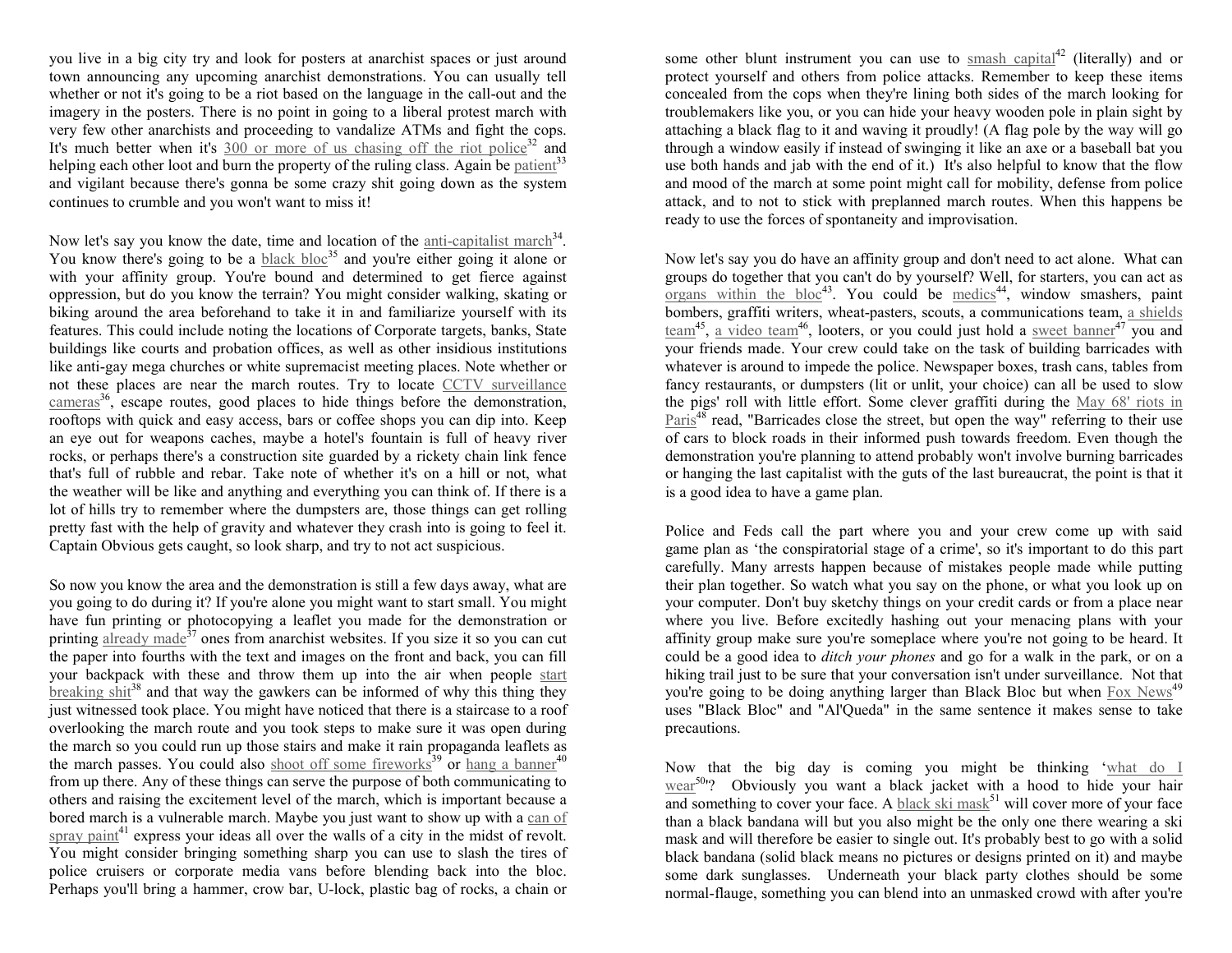you live in a big city try and look for posters at anarchist spaces or just around town announcing any upcoming anarchist demonstrations. You can usually tell whether or not it's going to be a riot based on the language in the call-out and the imagery in the posters. There is no point in going to a liberal protest march with very few other anarchists and proceeding to vandalize ATMs and fight the cops. It's much better when it's 300 or more of us chasing off the riot police[32] and helping each other loot and burn the property of the ruling class. Again be patient[33] and vigilant because there's gonna be some crazy shit going down as the system continues to crumble and you won't want to miss it!

Now let's say you know the date, time and location of the anti-capitalist march[34]. You know there's going to be a black bloc[35] and you're either going it alone or with your affinity group. You're bound and determined to get fierce against oppression, but do you know the terrain? You might consider walking, skating or biking around the area beforehand to take it in and familiarize yourself with its features. This could include noting the locations of Corporate targets, banks, State buildings like courts and probation offices, as well as other insidious institutions like anti-gay mega churches or white supremacist meeting places. Note whether or not these places are near the march routes. Try to locate CCTV surveillance cameras[36], escape routes, good places to hide things before the demonstration, rooftops with quick and easy access, bars or coffee shops you can dip into. Keep an eye out for weapons caches, maybe a hotel's fountain is full of heavy river rocks, or perhaps there's a construction site guarded by a rickety chain link fence that's full of rubble and rebar. Take note of whether it's on a hill or not, what the weather will be like and anything and everything you can think of. If there is a lot of hills try to remember where the dumpsters are, those things can get rolling pretty fast with the help of gravity and whatever they crash into is going to feel it. Captain Obvious gets caught, so look sharp, and try to not act suspicious.

So now you know the area and the demonstration is still a few days away, what are you going to do during it? If you're alone you might want to start small. You might have fun printing or photocopying a leaflet you made for the demonstration or printing already made[37] ones from anarchist websites. If you size it so you can cut the paper into fourths with the text and images on the front and back, you can fill your backpack with these and throw them up into the air when people start breaking shit[38] and that way the gawkers can be informed of why this thing they just witnessed took place. You might have noticed that there is a staircase to a roof overlooking the march route and you took steps to make sure it was open during the march so you could run up those stairs and make it rain propaganda leaflets as the march passes. You could also shoot off some fireworks[39] or hang a banner[40] from up there. Any of these things can serve the purpose of both communicating to others and raising the excitement level of the march, which is important because a bored march is a vulnerable march. Maybe you just want to show up with a can of spray paint[41] express your ideas all over the walls of a city in the midst of revolt. You might consider bringing something sharp you can use to slash the tires of police cruisers or corporate media vans before blending back into the bloc. Perhaps you'll bring a hammer, crow bar, U-lock, plastic bag of rocks, a chain or some other blunt instrument you can use to smash capital[42] (literally) and or protect yourself and others from police attacks. Remember to keep these items concealed from the cops when they're lining both sides of the march looking for troublemakers like you, or you can hide your heavy wooden pole in plain sight by attaching a black flag to it and waving it proudly! (A flag pole by the way will go through a window easily if instead of swinging it like an axe or a baseball bat you use both hands and jab with the end of it.) It's also helpful to know that the flow and mood of the march at some point might call for mobility, defense from police attack, and to not to stick with preplanned march routes. When this happens be ready to use the forces of spontaneity and improvisation.

Now let's say you do have an affinity group and don't need to act alone. What can groups do together that you can't do by yourself? Well, for starters, you can act as organs within the bloc[43]. You could be medics[44], window smashers, paint bombers, graffiti writers, wheat-pasters, scouts, a communications team, a shields team[45], a video team[46], looters, or you could just hold a sweet banner[47] you and your friends made. Your crew could take on the task of building barricades with whatever is around to impede the police. Newspaper boxes, trash cans, tables from fancy restaurants, or dumpsters (lit or unlit, your choice) can all be used to slow the pigs' roll with little effort. Some clever graffiti during the May 68' riots in Paris[48] read, "Barricades close the street, but open the way" referring to their use of cars to block roads in their informed push towards freedom. Even though the demonstration you're planning to attend probably won't involve burning barricades or hanging the last capitalist with the guts of the last bureaucrat, the point is that it is a good idea to have a game plan.

Police and Feds call the part where you and your crew come up with said game plan as 'the conspiratorial stage of a crime', so it's important to do this part carefully. Many arrests happen because of mistakes people made while putting their plan together. So watch what you say on the phone, or what you look up on your computer. Don't buy sketchy things on your credit cards or from a place near where you live. Before excitedly hashing out your menacing plans with your affinity group make sure you're someplace where you're not going to be heard. It could be a good idea to *ditch your phones* and go for a walk in the park, or on a hiking trail just to be sure that your conversation isn't under surveillance. Not that you're going to be doing anything larger than Black Bloc but when Fox News[49] uses "Black Bloc" and "Al'Queda" in the same sentence it makes sense to take precautions.

Now that the big day is coming you might be thinking 'what do I wear[50]'? Obviously you want a black jacket with a hood to hide your hair and something to cover your face. A black ski mask[51] will cover more of your face than a black bandana will but you also might be the only one there wearing a ski mask and will therefore be easier to single out. It's probably best to go with a solid black bandana (solid black means no pictures or designs printed on it) and maybe some dark sunglasses. Underneath your black party clothes should be some normal-flauge, something you can blend into an unmasked crowd with after you're